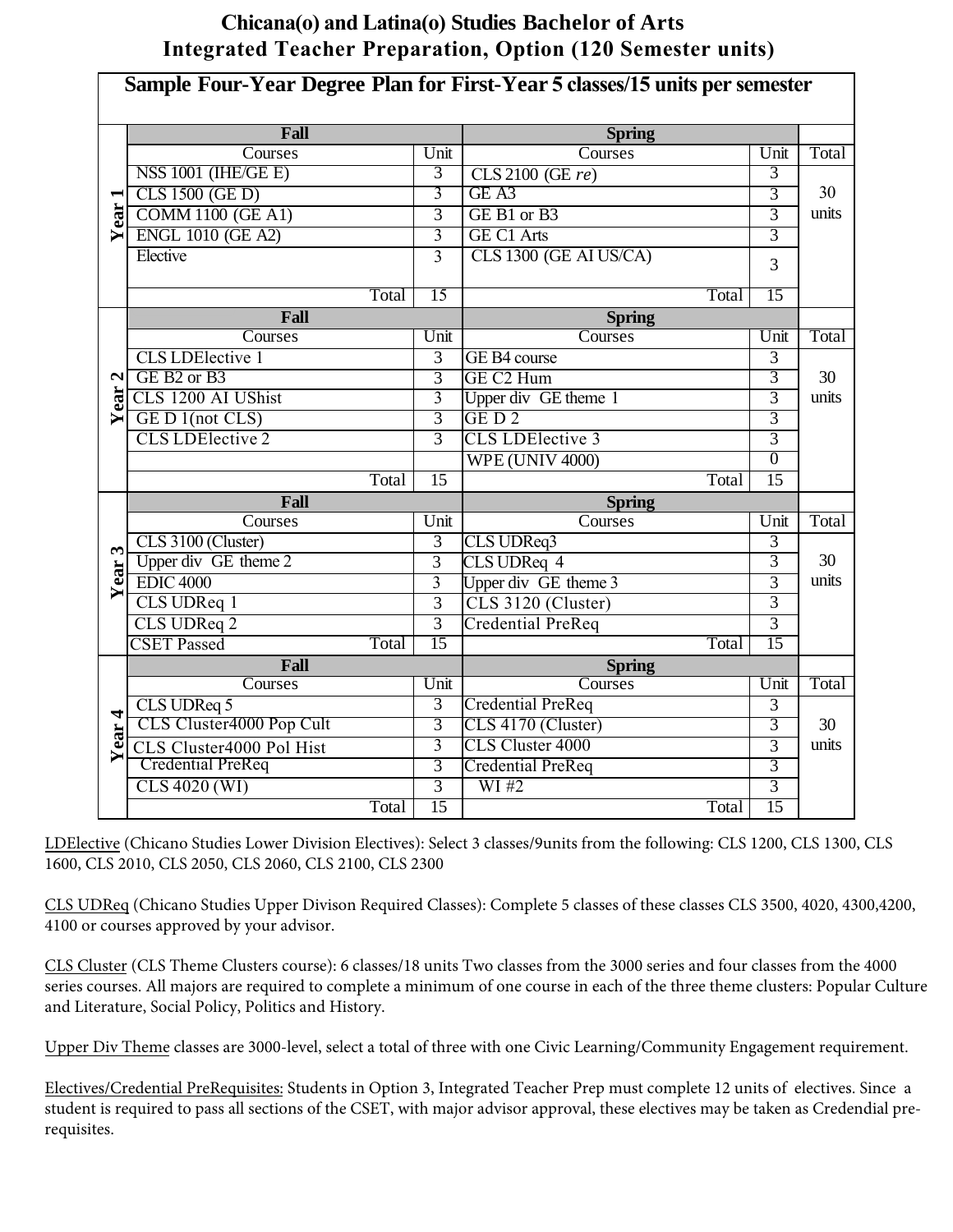# Chicana(o) and Latina(o) Studies Bachelor of Arts

## Integrated Teacher Preparation, Option (120 Semester units)

### Sample Four-Year Degree Plan for First-Year 5 classes/15 units per semester

| Year | Fall Courses | Unit | Spring Courses | Unit | Total |
|---|---|---|---|---|---|
| Year 1 | NSS 1001 (IHE/GE E) | 3 | CLS 2100 (GE *re*) | 3 | 30 units |
| | CLS 1500 (GE D) | 3 | GE A3 | 3 | |
| | COMM 1100 (GE A1) | 3 | GE B1 or B3 | 3 | |
| | ENGL 1010 (GE A2) | 3 | GE C1 Arts | 3 | |
| | Elective | 3 | CLS 1300 (GE AI US/CA) | 3 | |
| | Total | 15 | Total | 15 | |
| Year 2 | CLS LDElective 1 | 3 | GE B4 course | 3 | 30 units |
| | GE B2 or B3 | 3 | GE C2 Hum | 3 | |
| | CLS 1200 AI UShist | 3 | Upper div GE theme 1 | 3 | |
| | GE D 1(not CLS) | 3 | GE D 2 | 3 | |
| | CLS LDElective 2 | 3 | CLS LDElective 3 | 3 | |
| | | | WPE (UNIV 4000) | 0 | |
| | Total | 15 | Total | 15 | |
| Year 3 | CLS 3100 (Cluster) | 3 | CLS UDReq3 | 3 | 30 units |
| | Upper div GE theme 2 | 3 | CLS UDReq 4 | 3 | |
| | EDIC 4000 | 3 | Upper div GE theme 3 | 3 | |
| | CLS UDReq 1 | 3 | CLS 3120 (Cluster) | 3 | |
| | CLS UDReq 2 | 3 | Credential PreReq | 3 | |
| | CSET Passed Total | 15 | Total | 15 | |
| Year 4 | CLS UDReq 5 | 3 | Credential PreReq | 3 | 30 units |
| | CLS Cluster4000 Pop Cult | 3 | CLS 4170 (Cluster) | 3 | |
| | CLS Cluster4000 Pol Hist | 3 | CLS Cluster 4000 | 3 | |
| | Credential PreReq | 3 | Credential PreReq | 3 | |
| | CLS 4020 (WI) | 3 | WI #2 | 3 | |
| | Total | 15 | Total | 15 | |

<u>LDElective</u> (Chicano Studies Lower Division Electives): Select 3 classes/9units from the following: CLS 1200, CLS 1300, CLS 1600, CLS 2010, CLS 2050, CLS 2060, CLS 2100, CLS 2300

<u>CLS UDReq</u> (Chicano Studies Upper Divison Required Classes): Complete 5 classes of these classes CLS 3500, 4020, 4300,4200, 4100 or courses approved by your advisor.

<u>CLS Cluster</u> (CLS Theme Clusters course): 6 classes/18 units Two classes from the 3000 series and four classes from the 4000 series courses. All majors are required to complete a minimum of one course in each of the three theme clusters: Popular Culture and Literature, Social Policy, Politics and History.

<u>Upper Div Theme</u> classes are 3000-level, select a total of three with one Civic Learning/Community Engagement requirement.

<u>Electives/Credential PreRequisites:</u> Students in Option 3, Integrated Teacher Prep must complete 12 units of electives. Since a student is required to pass all sections of the CSET, with major advisor approval, these electives may be taken as Credendial pre-requisites.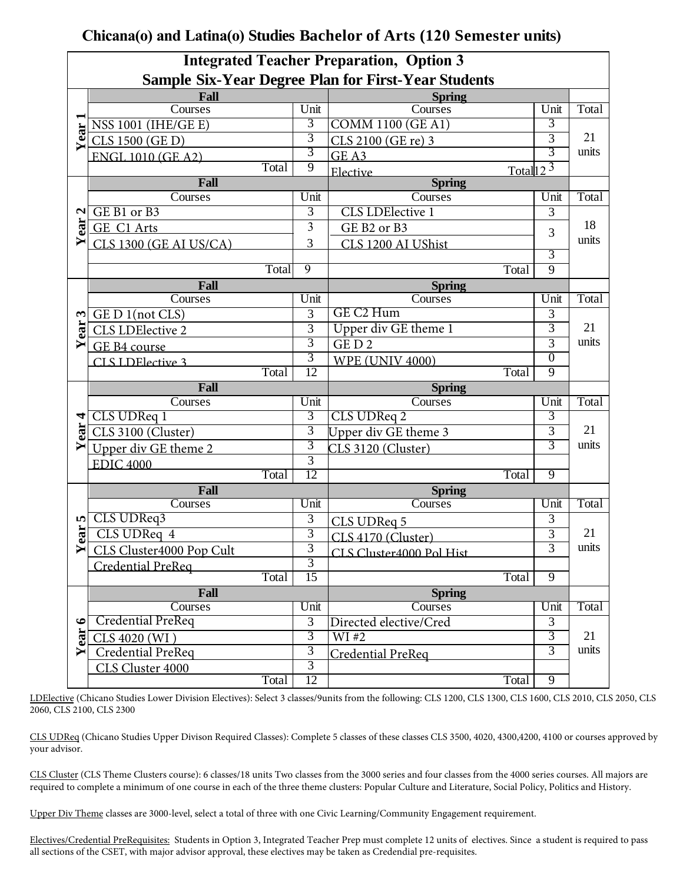# Chicana(o) and Latina(o) Studies Bachelor of Arts (120 Semester units)

## Integrated Teacher Preparation, Option 3
## Sample Six-Year Degree Plan for First-Year Students

| | Fall | | Spring | | |
|---|---|---|---|---|---|
| **Year 1** | Courses | Unit | Courses | Unit | Total |
| | NSS 1001 (IHE/GE E) | 3 | COMM 1100 (GE A1) | 3 | 21 units |
| | CLS 1500 (GE D) | 3 | CLS 2100 (GE re) 3 | 3 | |
| | ENGL 1010 (GE A2) | 3 | GE A3 | 3 | |
| | Total | 9 | Elective Total 12 | 3 | |
| **Year 2** | Courses | Unit | Courses | Unit | Total |
| | GE B1 or B3 | 3 | CLS LDElective 1 | 3 | 18 units |
| | GE C1 Arts | 3 | GE B2 or B3 | 3 | |
| | CLS 1300 (GE AI US/CA) | 3 | CLS 1200 AI UShist | | |
| | | | | 3 | |
| | Total | 9 | Total | 9 | |
| **Year 3** | Courses | Unit | Courses | Unit | Total |
| | GE D 1(not CLS) | 3 | GE C2 Hum | 3 | 21 units |
| | CLS LDElective 2 | 3 | Upper div GE theme 1 | 3 | |
| | GE B4 course | 3 | GE D 2 | 3 | |
| | CLS LDElective 3 | 3 | WPE (UNIV 4000) | 0 | |
| | Total | 12 | Total | 9 | |
| **Year 4** | Courses | Unit | Courses | Unit | Total |
| | CLS UDReq 1 | 3 | CLS UDReq 2 | 3 | 21 units |
| | CLS 3100 (Cluster) | 3 | Upper div GE theme 3 | 3 | |
| | Upper div GE theme 2 | 3 | CLS 3120 (Cluster) | 3 | |
| | EDIC 4000 | 3 | | | |
| | Total | 12 | Total | 9 | |
| **Year 5** | Courses | Unit | Courses | Unit | Total |
| | CLS UDReq3 | 3 | CLS UDReq 5 | 3 | 21 units |
| | CLS UDReq 4 | 3 | CLS 4170 (Cluster) | 3 | |
| | CLS Cluster4000 Pop Cult | 3 | CLS Cluster4000 Pol Hist | 3 | |
| | Credential PreReq | 3 | | | |
| | Total | 15 | Total | 9 | |
| **Year 6** | Courses | Unit | Courses | Unit | Total |
| | Credential PreReq | 3 | Directed elective/Cred | 3 | 21 units |
| | CLS 4020 (WI ) | 3 | WI #2 | 3 | |
| | Credential PreReq | 3 | Credential PreReq | 3 | |
| | CLS Cluster 4000 | 3 | | | |
| | Total | 12 | Total | 9 | |

LDElective (Chicano Studies Lower Division Electives): Select 3 classes/9units from the following: CLS 1200, CLS 1300, CLS 1600, CLS 2010, CLS 2050, CLS 2060, CLS 2100, CLS 2300

CLS UDReq (Chicano Studies Upper Divison Required Classes): Complete 5 classes of these classes CLS 3500, 4020, 4300,4200, 4100 or courses approved by your advisor.

CLS Cluster (CLS Theme Clusters course): 6 classes/18 units Two classes from the 3000 series and four classes from the 4000 series courses. All majors are required to complete a minimum of one course in each of the three theme clusters: Popular Culture and Literature, Social Policy, Politics and History.

Upper Div Theme classes are 3000-level, select a total of three with one Civic Learning/Community Engagement requirement.

Electives/Credential PreRequisites: Students in Option 3, Integrated Teacher Prep must complete 12 units of electives. Since a student is required to pass all sections of the CSET, with major advisor approval, these electives may be taken as Credendial pre-requisites.